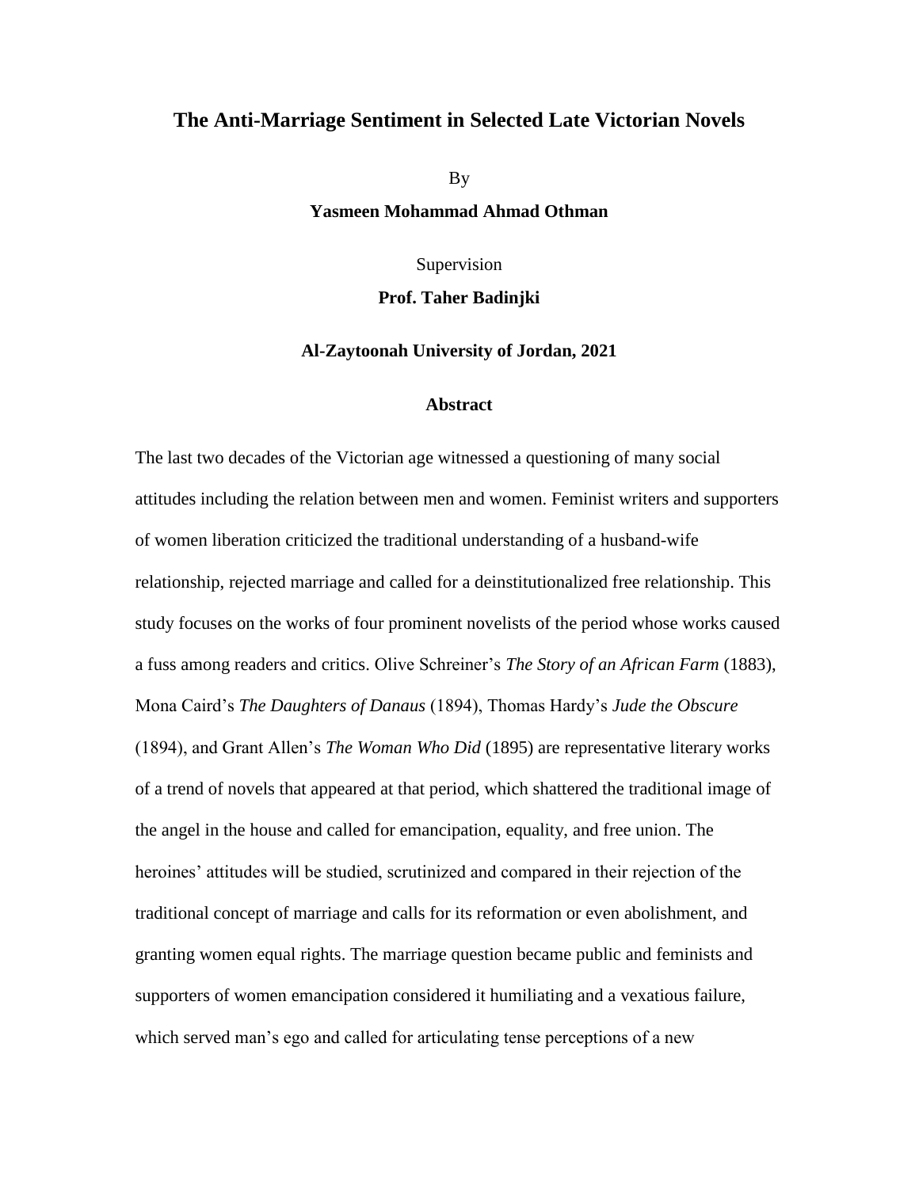# The Anti-Marriage Sentiment in Selected Late Victorian Novels

By

**Yasmeen Mohammad Ahmad Othman**

Supervision

**Prof. Taher Badinjki**

**Al-Zaytoonah University of Jordan, 2021**

## Abstract

The last two decades of the Victorian age witnessed a questioning of many social attitudes including the relation between men and women. Feminist writers and supporters of women liberation criticized the traditional understanding of a husband-wife relationship, rejected marriage and called for a deinstitutionalized free relationship. This study focuses on the works of four prominent novelists of the period whose works caused a fuss among readers and critics. Olive Schreiner's *The Story of an African Farm* (1883), Mona Caird's *The Daughters of Danaus* (1894), Thomas Hardy's *Jude the Obscure* (1894), and Grant Allen's *The Woman Who Did* (1895) are representative literary works of a trend of novels that appeared at that period, which shattered the traditional image of the angel in the house and called for emancipation, equality, and free union. The heroines' attitudes will be studied, scrutinized and compared in their rejection of the traditional concept of marriage and calls for its reformation or even abolishment, and granting women equal rights. The marriage question became public and feminists and supporters of women emancipation considered it humiliating and a vexatious failure, which served man's ego and called for articulating tense perceptions of a new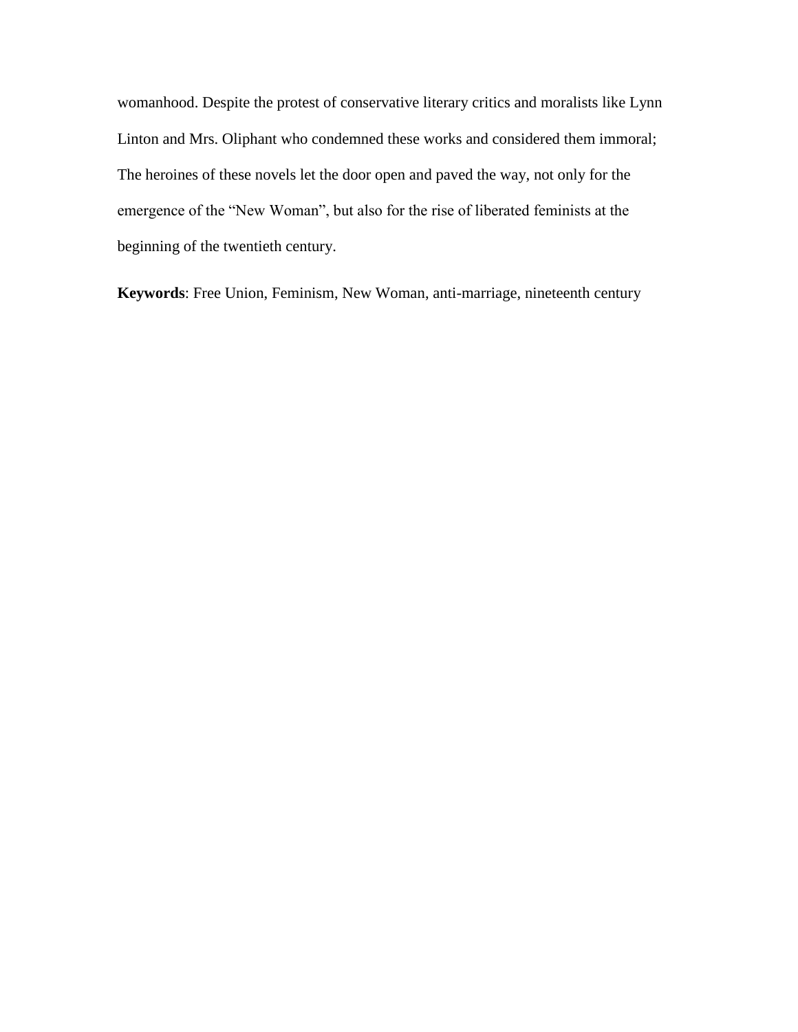womanhood. Despite the protest of conservative literary critics and moralists like Lynn Linton and Mrs. Oliphant who condemned these works and considered them immoral; The heroines of these novels let the door open and paved the way, not only for the emergence of the "New Woman", but also for the rise of liberated feminists at the beginning of the twentieth century.

**Keywords**: Free Union, Feminism, New Woman, anti-marriage, nineteenth century